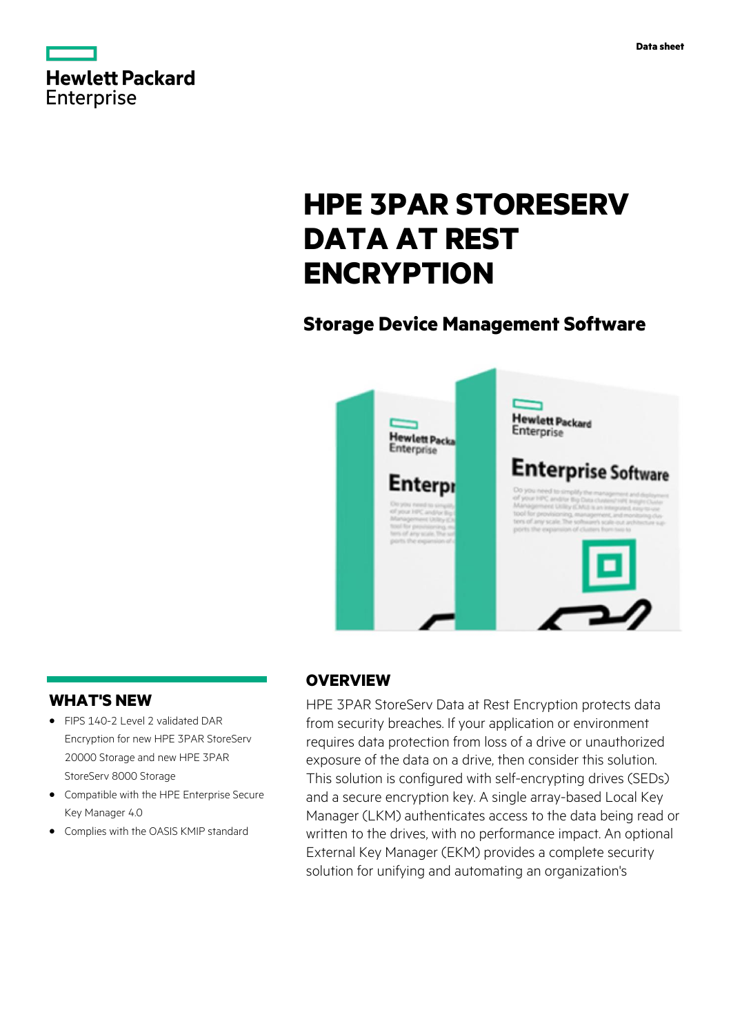Data sheet

# HPE 3PAR STORESERV DATA AT REST ENCRYPTION

## Storage Device Management Software

## OVERVIEW

HPE 3PAR StoreServ Data at Rest Encryption protects data from security breaches. If your application or environment requires data protection from loss of a drive or unauthorized exposure of the data on a drive, then consider this solution. This solution is configured with self-encrypting drives (SEDs) and a secure encryption key. A single array-based Local Key Manager (LKM) authenticates access to the data being read or written to the drives, with no performance impact. An optional External Key Manager (EKM) provides a complete security solution for unifying and automating an organization's

## WHAT'S NEW

- FIPS 140-2 Level 2 validated DAR Encryption for new HPE 3PAR StoreServ 20000 Storage and new HPE 3PAR StoreServ 8000 Storage
- Compatible with the HPE Enterprise Secure Key Manager 4.0
- Complies with the OASIS KMIP standard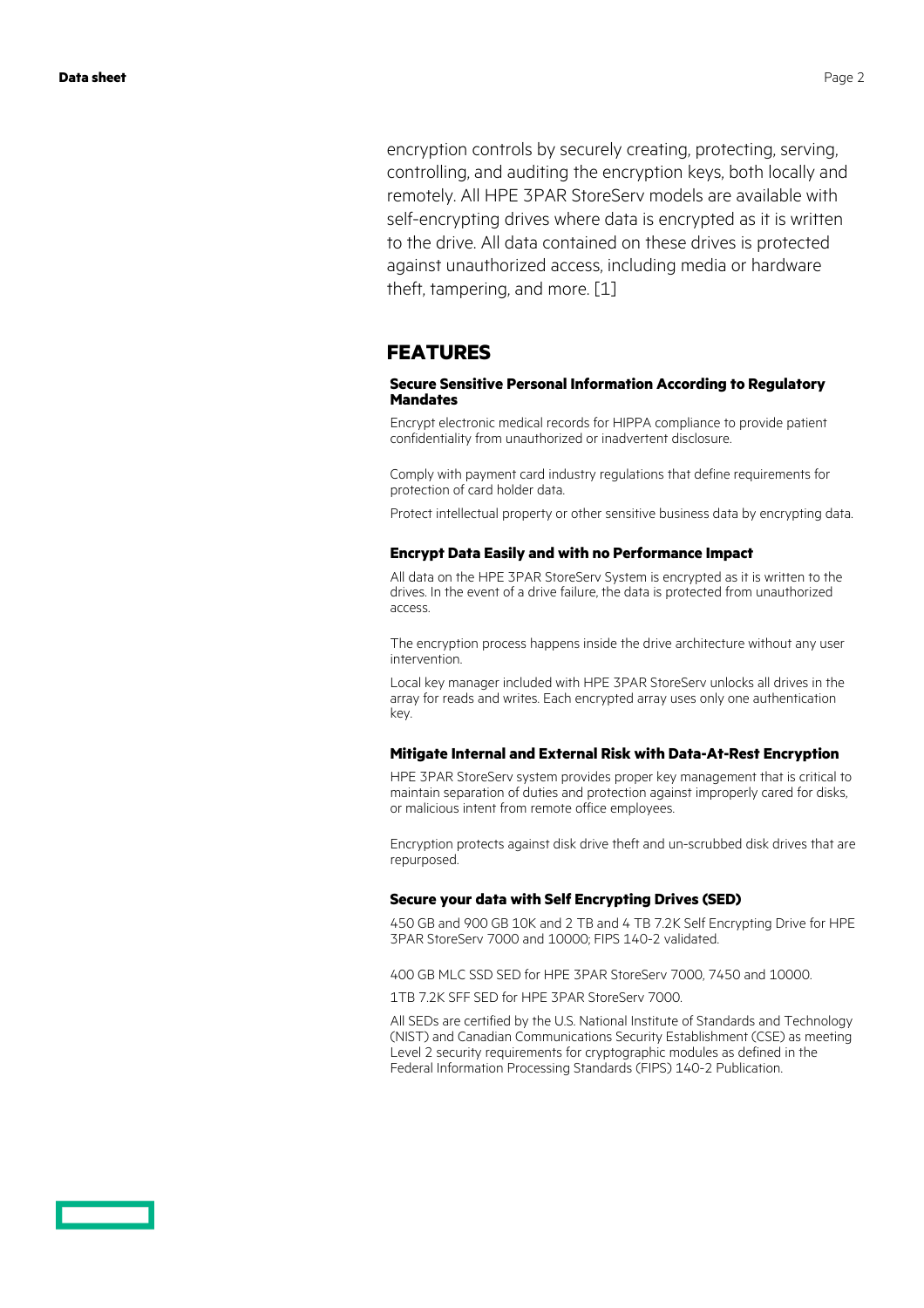encryption controls by securely creating, protecting, serving, controlling, and auditing the encryption keys, both locally and remotely. All HPE 3PAR StoreServ models are available with self-encrypting drives where data is encrypted as it is written to the drive. All data contained on these drives is protected against unauthorized access, including media or hardware theft, tampering, and more. [1]

## FEATURES

### Secure Sensitive Personal Information According to Regulatory Mandates

Encrypt electronic medical records for HIPPA compliance to provide patient confidentiality from unauthorized or inadvertent disclosure.

Comply with payment card industry regulations that define requirements for protection of card holder data.

Protect intellectual property or other sensitive business data by encrypting data.

### Encrypt Data Easily and with no Performance Impact

All data on the HPE 3PAR StoreServ System is encrypted as it is written to the drives. In the event of a drive failure, the data is protected from unauthorized access.

The encryption process happens inside the drive architecture without any user intervention.

Local key manager included with HPE 3PAR StoreServ unlocks all drives in the array for reads and writes. Each encrypted array uses only one authentication key.

### Mitigate Internal and External Risk with Data-At-Rest Encryption

HPE 3PAR StoreServ system provides proper key management that is critical to maintain separation of duties and protection against improperly cared for disks, or malicious intent from remote office employees.

Encryption protects against disk drive theft and un-scrubbed disk drives that are repurposed.

### Secure your data with Self Encrypting Drives (SED)

450 GB and 900 GB 10K and 2 TB and 4 TB 7.2K Self Encrypting Drive for HPE 3PAR StoreServ 7000 and 10000; FIPS 140-2 validated.

400 GB MLC SSD SED for HPE 3PAR StoreServ 7000, 7450 and 10000.

1TB 7.2K SFF SED for HPE 3PAR StoreServ 7000.

All SEDs are certified by the U.S. National Institute of Standards and Technology (NIST) and Canadian Communications Security Establishment (CSE) as meeting Level 2 security requirements for cryptographic modules as defined in the Federal Information Processing Standards (FIPS) 140-2 Publication.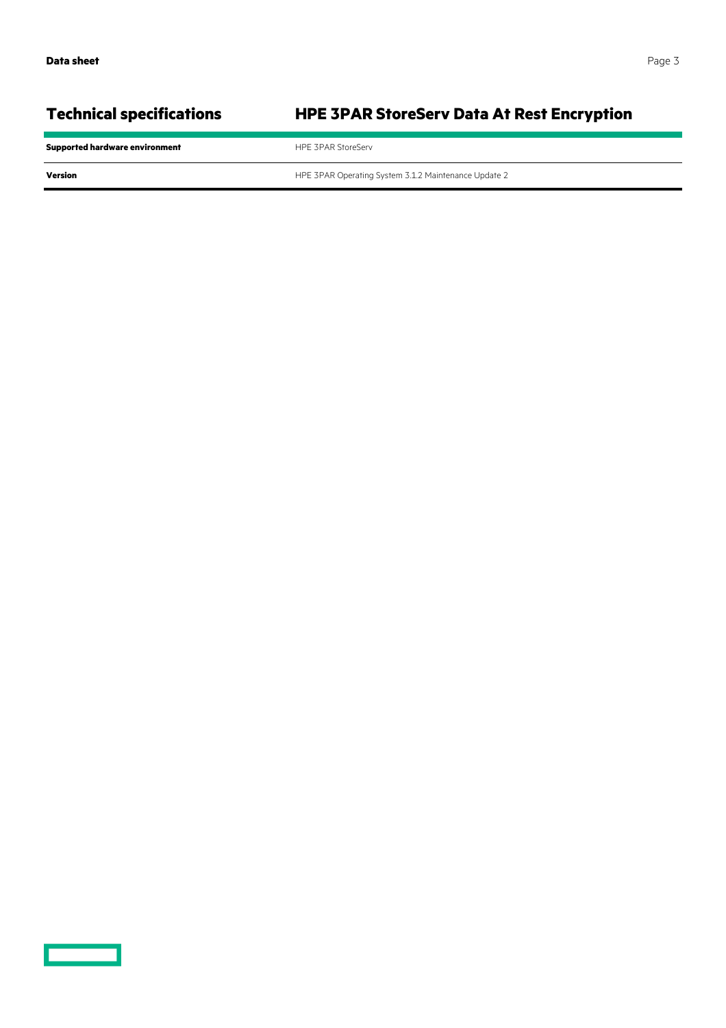## Technical specifications

| HPE 3PAR StoreServ Data At Rest Encryption | |
|---|---|
| **Supported hardware environment** | HPE 3PAR StoreServ |
| **Version** | HPE 3PAR Operating System 3.1.2 Maintenance Update 2 |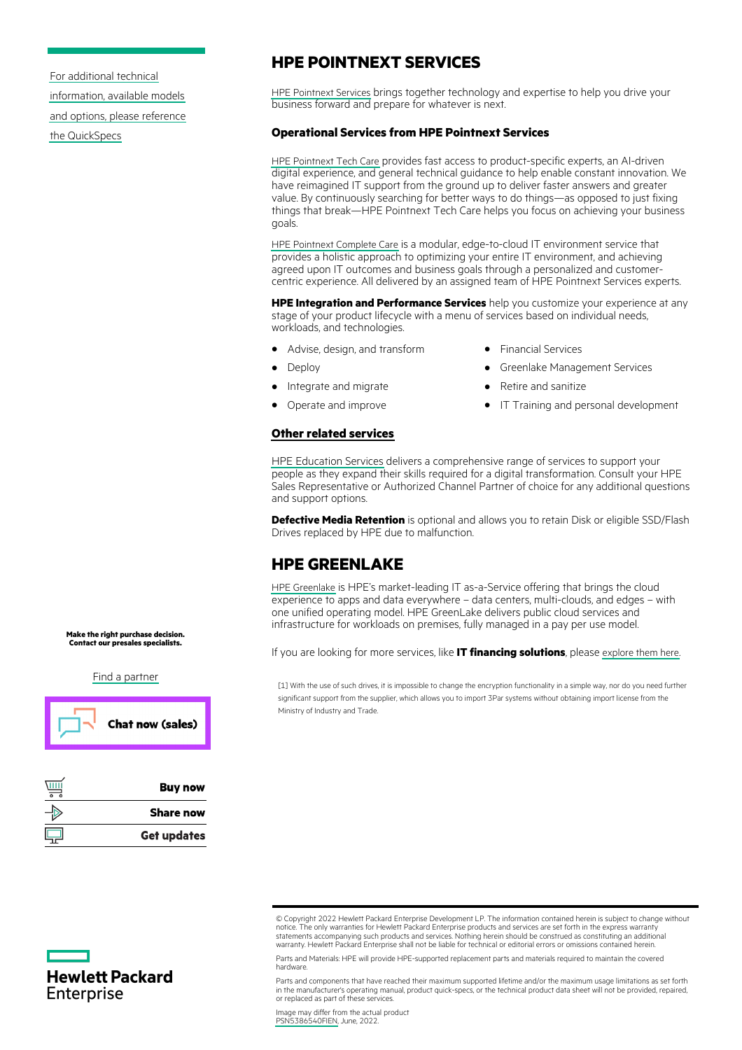For additional technical information, available models and options, please reference the QuickSpecs

## HPE POINTNEXT SERVICES

HPE Pointnext Services brings together technology and expertise to help you drive your business forward and prepare for whatever is next.

### Operational Services from HPE Pointnext Services

HPE Pointnext Tech Care provides fast access to product-specific experts, an AI-driven digital experience, and general technical guidance to help enable constant innovation. We have reimagined IT support from the ground up to deliver faster answers and greater value. By continuously searching for better ways to do things—as opposed to just fixing things that break—HPE Pointnext Tech Care helps you focus on achieving your business goals.

HPE Pointnext Complete Care is a modular, edge-to-cloud IT environment service that provides a holistic approach to optimizing your entire IT environment, and achieving agreed upon IT outcomes and business goals through a personalized and customer-centric experience. All delivered by an assigned team of HPE Pointnext Services experts.

**HPE Integration and Performance Services** help you customize your experience at any stage of your product lifecycle with a menu of services based on individual needs, workloads, and technologies.

- Advise, design, and transform
- Deploy
- Integrate and migrate
- Operate and improve
- Financial Services
- Greenlake Management Services
- Retire and sanitize
- IT Training and personal development

### Other related services

HPE Education Services delivers a comprehensive range of services to support your people as they expand their skills required for a digital transformation. Consult your HPE Sales Representative or Authorized Channel Partner of choice for any additional questions and support options.

**Defective Media Retention** is optional and allows you to retain Disk or eligible SSD/Flash Drives replaced by HPE due to malfunction.

## HPE GREENLAKE

HPE Greenlake is HPE's market-leading IT as-a-Service offering that brings the cloud experience to apps and data everywhere – data centers, multi-clouds, and edges – with one unified operating model. HPE GreenLake delivers public cloud services and infrastructure for workloads on premises, fully managed in a pay per use model.

If you are looking for more services, like **IT financing solutions**, please explore them here.

[1] With the use of such drives, it is impossible to change the encryption functionality in a simple way, nor do you need further significant support from the supplier, which allows you to import 3Par systems without obtaining import license from the Ministry of Industry and Trade.

**Make the right purchase decision. Contact our presales specialists.**

Find a partner

**Chat now (sales)**

**Buy now**

**Share now**

**Get updates**

Hewlett Packard Enterprise

© Copyright 2022 Hewlett Packard Enterprise Development LP. The information contained herein is subject to change without notice. The only warranties for Hewlett Packard Enterprise products and services are set forth in the express warranty statements accompanying such products and services. Nothing herein should be construed as constituting an additional warranty. Hewlett Packard Enterprise shall not be liable for technical or editorial errors or omissions contained herein.

Parts and Materials: HPE will provide HPE-supported replacement parts and materials required to maintain the covered hardware.

Parts and components that have reached their maximum supported lifetime and/or the maximum usage limitations as set forth in the manufacturer's operating manual, product quick-specs, or the technical product data sheet will not be provided, repaired, or replaced as part of these services.

Image may differ from the actual product

PSN5386540FIEN, June, 2022.